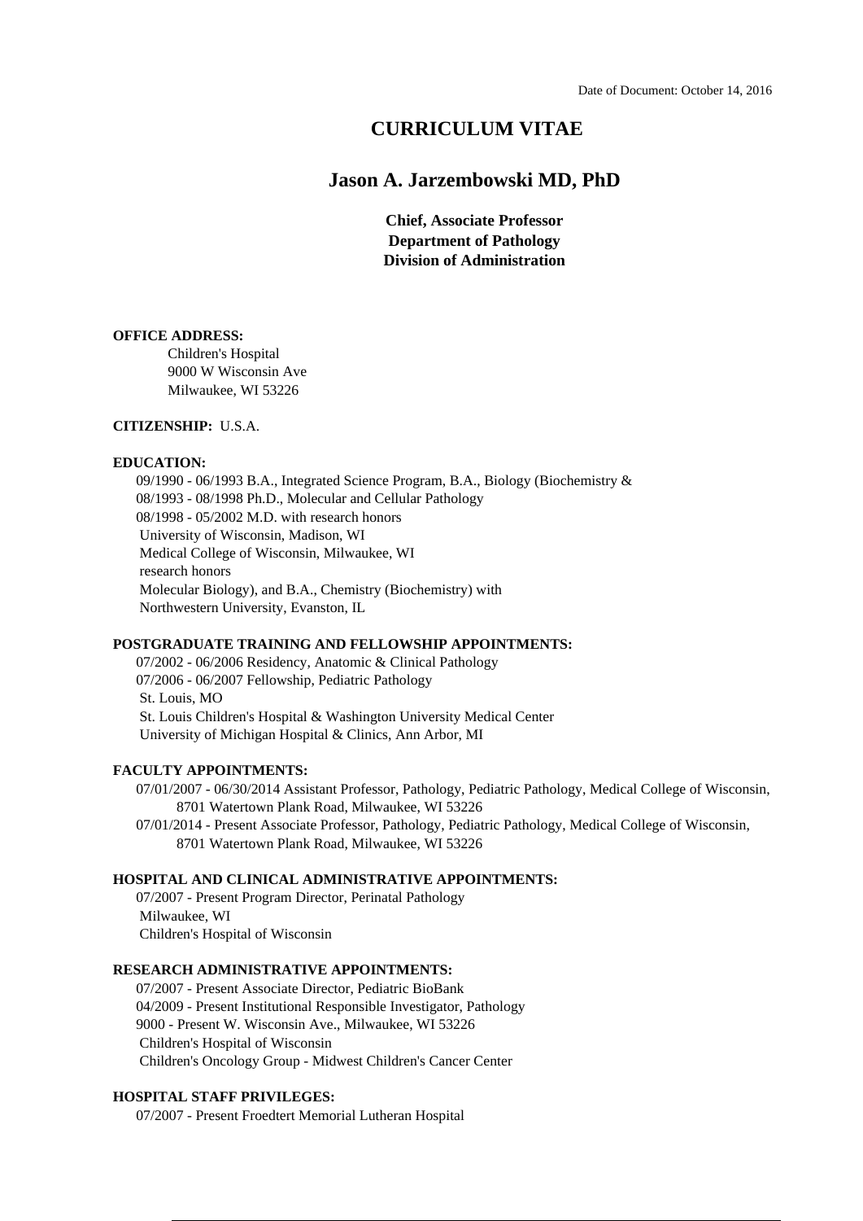Date of Document: October 14, 2016

# CURRICULUM VITAE

## Jason A. Jarzembowski MD, PhD

**Chief, Associate Professor**
**Department of Pathology**
**Division of Administration**

**OFFICE ADDRESS:**

Children's Hospital
9000 W Wisconsin Ave
Milwaukee, WI 53226

**CITIZENSHIP:** U.S.A.

**EDUCATION:**

09/1990 - 06/1993 B.A., Integrated Science Program, B.A., Biology (Biochemistry &
08/1993 - 08/1998 Ph.D., Molecular and Cellular Pathology
08/1998 - 05/2002 M.D. with research honors
University of Wisconsin, Madison, WI
Medical College of Wisconsin, Milwaukee, WI
research honors
Molecular Biology), and B.A., Chemistry (Biochemistry) with
Northwestern University, Evanston, IL

**POSTGRADUATE TRAINING AND FELLOWSHIP APPOINTMENTS:**

07/2002 - 06/2006 Residency, Anatomic & Clinical Pathology
07/2006 - 06/2007 Fellowship, Pediatric Pathology
St. Louis, MO
St. Louis Children's Hospital & Washington University Medical Center
University of Michigan Hospital & Clinics, Ann Arbor, MI

**FACULTY APPOINTMENTS:**

07/01/2007 - 06/30/2014 Assistant Professor, Pathology, Pediatric Pathology, Medical College of Wisconsin, 8701 Watertown Plank Road, Milwaukee, WI 53226
07/01/2014 - Present Associate Professor, Pathology, Pediatric Pathology, Medical College of Wisconsin, 8701 Watertown Plank Road, Milwaukee, WI 53226

**HOSPITAL AND CLINICAL ADMINISTRATIVE APPOINTMENTS:**

07/2007 - Present Program Director, Perinatal Pathology
Milwaukee, WI
Children's Hospital of Wisconsin

**RESEARCH ADMINISTRATIVE APPOINTMENTS:**

07/2007 - Present Associate Director, Pediatric BioBank
04/2009 - Present Institutional Responsible Investigator, Pathology
9000 - Present W. Wisconsin Ave., Milwaukee, WI 53226
Children's Hospital of Wisconsin
Children's Oncology Group - Midwest Children's Cancer Center

**HOSPITAL STAFF PRIVILEGES:**

07/2007 - Present Froedtert Memorial Lutheran Hospital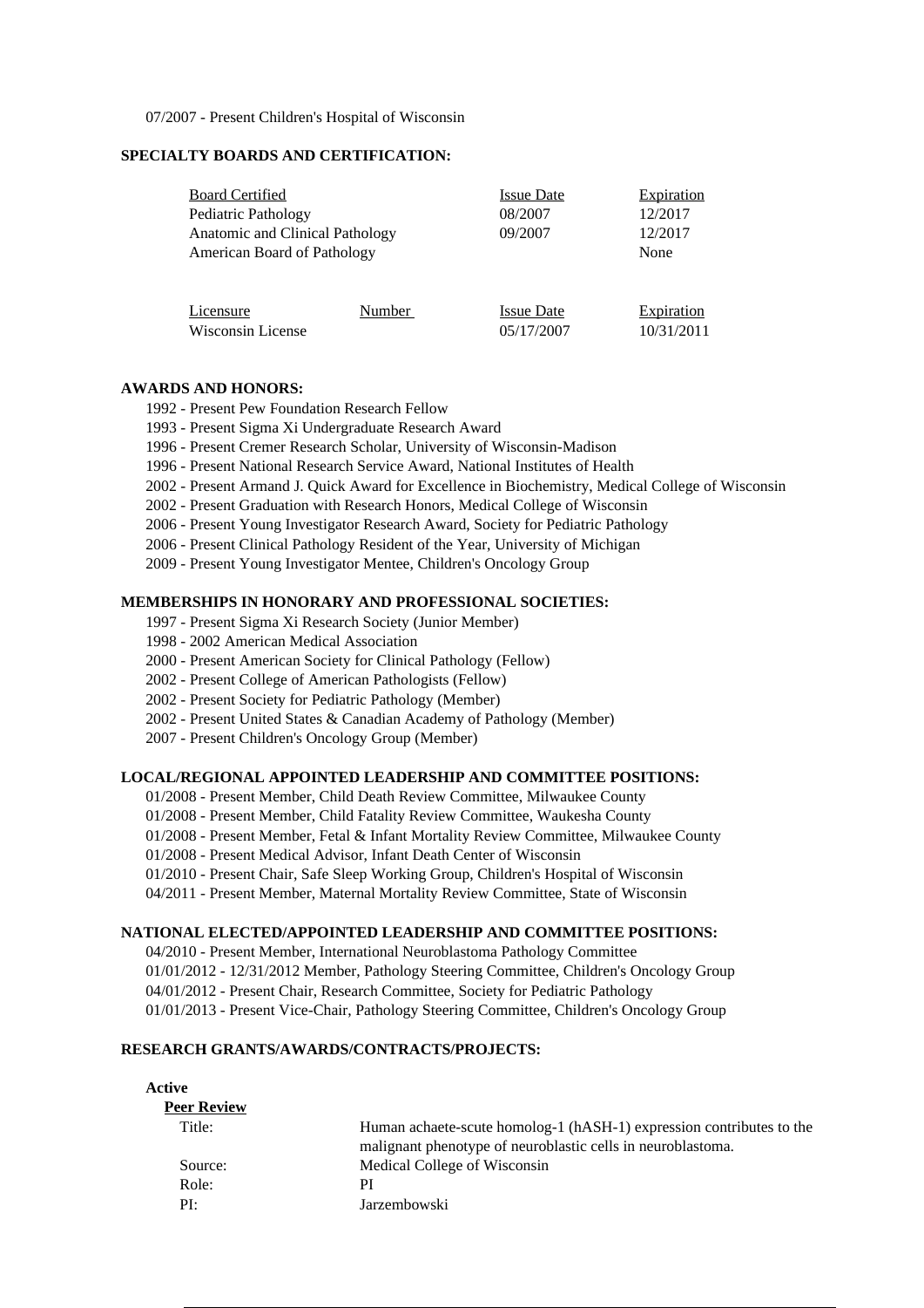07/2007 - Present Children's Hospital of Wisconsin

**SPECIALTY BOARDS AND CERTIFICATION:**

| Board Certified | Issue Date | Expiration |
|---|---|---|
| Pediatric Pathology | 08/2007 | 12/2017 |
| Anatomic and Clinical Pathology | 09/2007 | 12/2017 |
| American Board of Pathology | | None |

| Licensure | Number | Issue Date | Expiration |
|---|---|---|---|
| Wisconsin License | | 05/17/2007 | 10/31/2011 |

**AWARDS AND HONORS:**

1992 - Present Pew Foundation Research Fellow
1993 - Present Sigma Xi Undergraduate Research Award
1996 - Present Cremer Research Scholar, University of Wisconsin-Madison
1996 - Present National Research Service Award, National Institutes of Health
2002 - Present Armand J. Quick Award for Excellence in Biochemistry, Medical College of Wisconsin
2002 - Present Graduation with Research Honors, Medical College of Wisconsin
2006 - Present Young Investigator Research Award, Society for Pediatric Pathology
2006 - Present Clinical Pathology Resident of the Year, University of Michigan
2009 - Present Young Investigator Mentee, Children's Oncology Group

**MEMBERSHIPS IN HONORARY AND PROFESSIONAL SOCIETIES:**

1997 - Present Sigma Xi Research Society (Junior Member)
1998 - 2002 American Medical Association
2000 - Present American Society for Clinical Pathology (Fellow)
2002 - Present College of American Pathologists (Fellow)
2002 - Present Society for Pediatric Pathology (Member)
2002 - Present United States & Canadian Academy of Pathology (Member)
2007 - Present Children's Oncology Group (Member)

**LOCAL/REGIONAL APPOINTED LEADERSHIP AND COMMITTEE POSITIONS:**

01/2008 - Present Member, Child Death Review Committee, Milwaukee County
01/2008 - Present Member, Child Fatality Review Committee, Waukesha County
01/2008 - Present Member, Fetal & Infant Mortality Review Committee, Milwaukee County
01/2008 - Present Medical Advisor, Infant Death Center of Wisconsin
01/2010 - Present Chair, Safe Sleep Working Group, Children's Hospital of Wisconsin
04/2011 - Present Member, Maternal Mortality Review Committee, State of Wisconsin

**NATIONAL ELECTED/APPOINTED LEADERSHIP AND COMMITTEE POSITIONS:**

04/2010 - Present Member, International Neuroblastoma Pathology Committee
01/01/2012 - 12/31/2012 Member, Pathology Steering Committee, Children's Oncology Group
04/01/2012 - Present Chair, Research Committee, Society for Pediatric Pathology
01/01/2013 - Present Vice-Chair, Pathology Steering Committee, Children's Oncology Group

**RESEARCH GRANTS/AWARDS/CONTRACTS/PROJECTS:**

**Active**

**Peer Review**

Title: Human achaete-scute homolog-1 (hASH-1) expression contributes to the malignant phenotype of neuroblastic cells in neuroblastoma.
Source: Medical College of Wisconsin
Role: PI
PI: Jarzembowski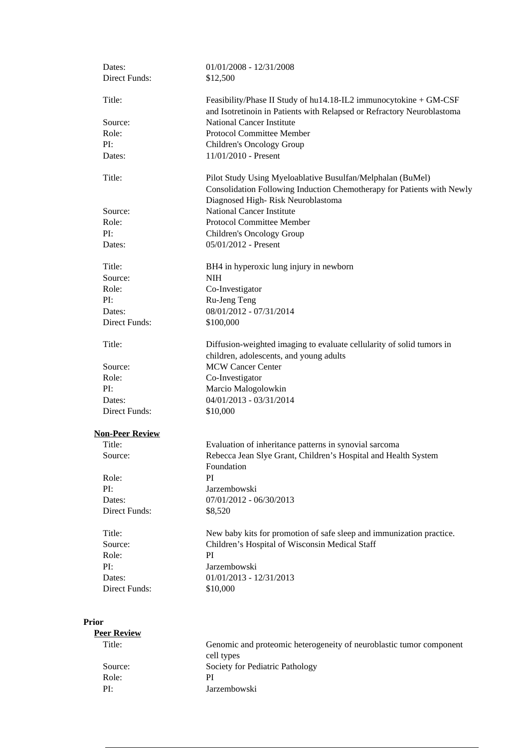Dates: 01/01/2008 - 12/31/2008
Direct Funds: $12,500

Title: Feasibility/Phase II Study of hu14.18-IL2 immunocytokine + GM-CSF and Isotretinoin in Patients with Relapsed or Refractory Neuroblastoma
Source: National Cancer Institute
Role: Protocol Committee Member
PI: Children's Oncology Group
Dates: 11/01/2010 - Present

Title: Pilot Study Using Myeloablative Busulfan/Melphalan (BuMel) Consolidation Following Induction Chemotherapy for Patients with Newly Diagnosed High- Risk Neuroblastoma
Source: National Cancer Institute
Role: Protocol Committee Member
PI: Children's Oncology Group
Dates: 05/01/2012 - Present

Title: BH4 in hyperoxic lung injury in newborn
Source: NIH
Role: Co-Investigator
PI: Ru-Jeng Teng
Dates: 08/01/2012 - 07/31/2014
Direct Funds: $100,000

Title: Diffusion-weighted imaging to evaluate cellularity of solid tumors in children, adolescents, and young adults
Source: MCW Cancer Center
Role: Co-Investigator
PI: Marcio Malogolowkin
Dates: 04/01/2013 - 03/31/2014
Direct Funds: $10,000

**Non-Peer Review**

Title: Evaluation of inheritance patterns in synovial sarcoma
Source: Rebecca Jean Slye Grant, Children’s Hospital and Health System Foundation
Role: PI
PI: Jarzembowski
Dates: 07/01/2012 - 06/30/2013
Direct Funds: $8,520

Title: New baby kits for promotion of safe sleep and immunization practice.
Source: Children’s Hospital of Wisconsin Medical Staff
Role: PI
PI: Jarzembowski
Dates: 01/01/2013 - 12/31/2013
Direct Funds: $10,000

**Prior**

**Peer Review**

Title: Genomic and proteomic heterogeneity of neuroblastic tumor component cell types
Source: Society for Pediatric Pathology
Role: PI
PI: Jarzembowski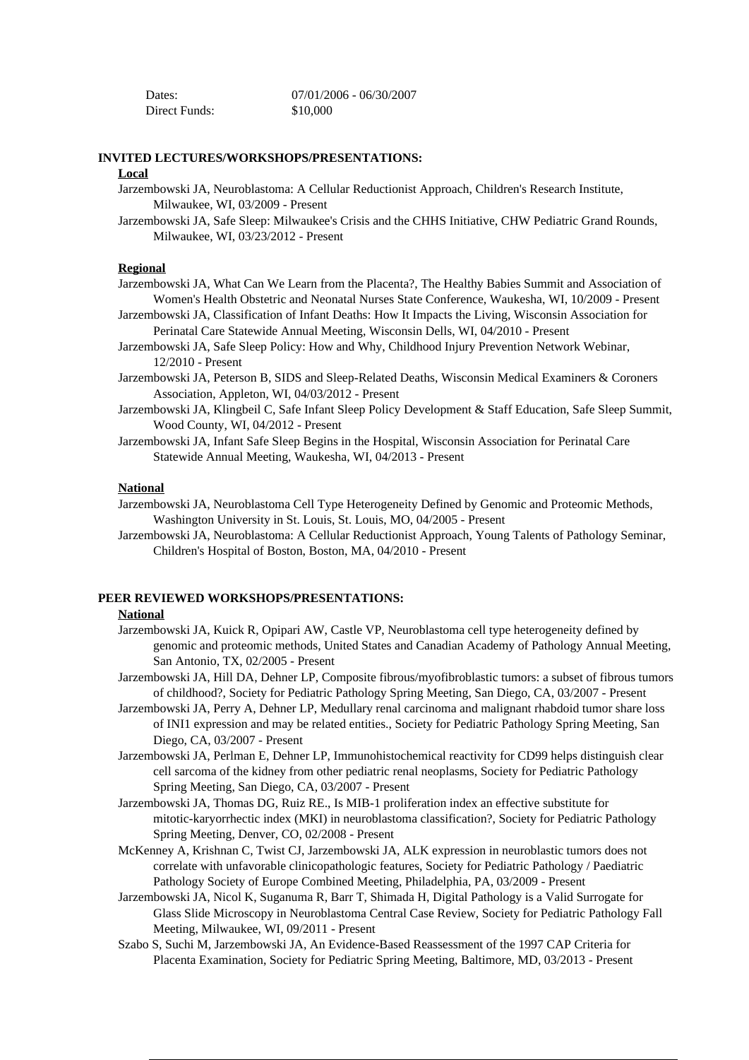Dates: 07/01/2006 - 06/30/2007
Direct Funds: $10,000

**INVITED LECTURES/WORKSHOPS/PRESENTATIONS:**

**Local**

Jarzembowski JA, Neuroblastoma: A Cellular Reductionist Approach, Children's Research Institute, Milwaukee, WI, 03/2009 - Present

Jarzembowski JA, Safe Sleep: Milwaukee's Crisis and the CHHS Initiative, CHW Pediatric Grand Rounds, Milwaukee, WI, 03/23/2012 - Present

**Regional**

Jarzembowski JA, What Can We Learn from the Placenta?, The Healthy Babies Summit and Association of Women's Health Obstetric and Neonatal Nurses State Conference, Waukesha, WI, 10/2009 - Present

Jarzembowski JA, Classification of Infant Deaths: How It Impacts the Living, Wisconsin Association for Perinatal Care Statewide Annual Meeting, Wisconsin Dells, WI, 04/2010 - Present

Jarzembowski JA, Safe Sleep Policy: How and Why, Childhood Injury Prevention Network Webinar, 12/2010 - Present

Jarzembowski JA, Peterson B, SIDS and Sleep-Related Deaths, Wisconsin Medical Examiners & Coroners Association, Appleton, WI, 04/03/2012 - Present

Jarzembowski JA, Klingbeil C, Safe Infant Sleep Policy Development & Staff Education, Safe Sleep Summit, Wood County, WI, 04/2012 - Present

Jarzembowski JA, Infant Safe Sleep Begins in the Hospital, Wisconsin Association for Perinatal Care Statewide Annual Meeting, Waukesha, WI, 04/2013 - Present

**National**

Jarzembowski JA, Neuroblastoma Cell Type Heterogeneity Defined by Genomic and Proteomic Methods, Washington University in St. Louis, St. Louis, MO, 04/2005 - Present

Jarzembowski JA, Neuroblastoma: A Cellular Reductionist Approach, Young Talents of Pathology Seminar, Children's Hospital of Boston, Boston, MA, 04/2010 - Present

**PEER REVIEWED WORKSHOPS/PRESENTATIONS:**

**National**

Jarzembowski JA, Kuick R, Opipari AW, Castle VP, Neuroblastoma cell type heterogeneity defined by genomic and proteomic methods, United States and Canadian Academy of Pathology Annual Meeting, San Antonio, TX, 02/2005 - Present

Jarzembowski JA, Hill DA, Dehner LP, Composite fibrous/myofibroblastic tumors: a subset of fibrous tumors of childhood?, Society for Pediatric Pathology Spring Meeting, San Diego, CA, 03/2007 - Present

Jarzembowski JA, Perry A, Dehner LP, Medullary renal carcinoma and malignant rhabdoid tumor share loss of INI1 expression and may be related entities., Society for Pediatric Pathology Spring Meeting, San Diego, CA, 03/2007 - Present

Jarzembowski JA, Perlman E, Dehner LP, Immunohistochemical reactivity for CD99 helps distinguish clear cell sarcoma of the kidney from other pediatric renal neoplasms, Society for Pediatric Pathology Spring Meeting, San Diego, CA, 03/2007 - Present

Jarzembowski JA, Thomas DG, Ruiz RE., Is MIB-1 proliferation index an effective substitute for mitotic-karyorrhectic index (MKI) in neuroblastoma classification?, Society for Pediatric Pathology Spring Meeting, Denver, CO, 02/2008 - Present

McKenney A, Krishnan C, Twist CJ, Jarzembowski JA, ALK expression in neuroblastic tumors does not correlate with unfavorable clinicopathologic features, Society for Pediatric Pathology / Paediatric Pathology Society of Europe Combined Meeting, Philadelphia, PA, 03/2009 - Present

Jarzembowski JA, Nicol K, Suganuma R, Barr T, Shimada H, Digital Pathology is a Valid Surrogate for Glass Slide Microscopy in Neuroblastoma Central Case Review, Society for Pediatric Pathology Fall Meeting, Milwaukee, WI, 09/2011 - Present

Szabo S, Suchi M, Jarzembowski JA, An Evidence-Based Reassessment of the 1997 CAP Criteria for Placenta Examination, Society for Pediatric Spring Meeting, Baltimore, MD, 03/2013 - Present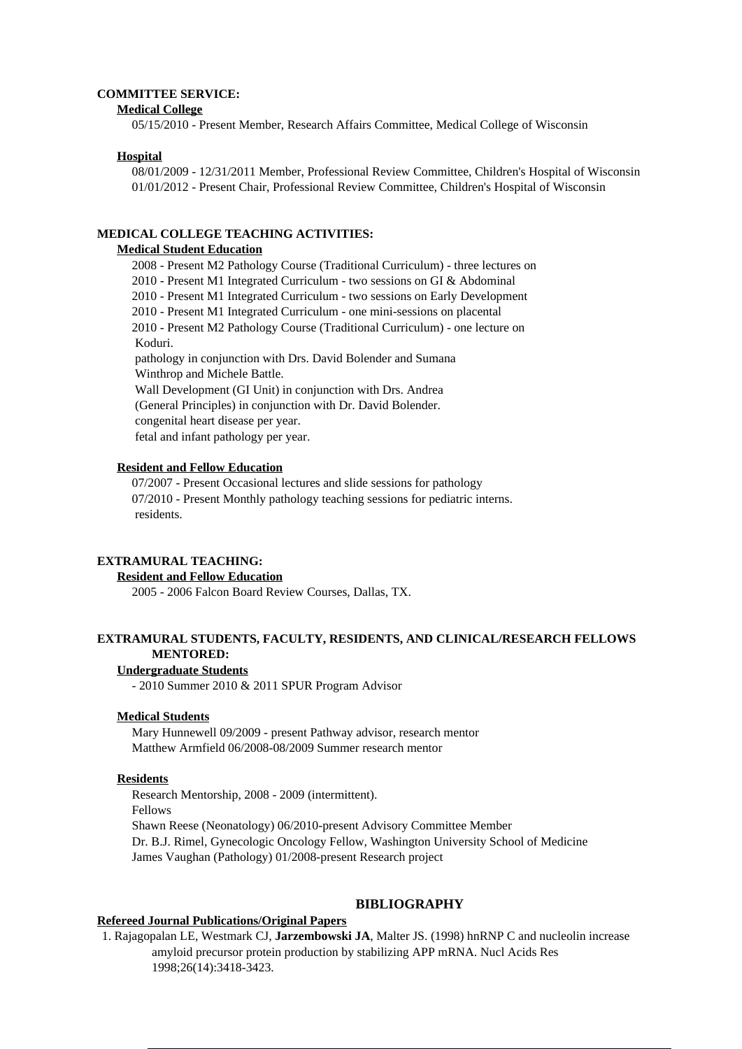**COMMITTEE SERVICE:**

**Medical College**

05/15/2010 - Present Member, Research Affairs Committee, Medical College of Wisconsin

**Hospital**

08/01/2009 - 12/31/2011 Member, Professional Review Committee, Children's Hospital of Wisconsin
01/01/2012 - Present Chair, Professional Review Committee, Children's Hospital of Wisconsin

**MEDICAL COLLEGE TEACHING ACTIVITIES:**

**Medical Student Education**

2008 - Present M2 Pathology Course (Traditional Curriculum) - three lectures on
2010 - Present M1 Integrated Curriculum - two sessions on GI & Abdominal
2010 - Present M1 Integrated Curriculum - two sessions on Early Development
2010 - Present M1 Integrated Curriculum - one mini-sessions on placental
2010 - Present M2 Pathology Course (Traditional Curriculum) - one lecture on
Koduri.
pathology in conjunction with Drs. David Bolender and Sumana
Winthrop and Michele Battle.
Wall Development (GI Unit) in conjunction with Drs. Andrea
(General Principles) in conjunction with Dr. David Bolender.
congenital heart disease per year.
fetal and infant pathology per year.

**Resident and Fellow Education**

07/2007 - Present Occasional lectures and slide sessions for pathology
07/2010 - Present Monthly pathology teaching sessions for pediatric interns.
residents.

**EXTRAMURAL TEACHING:**

**Resident and Fellow Education**

2005 - 2006 Falcon Board Review Courses, Dallas, TX.

**EXTRAMURAL STUDENTS, FACULTY, RESIDENTS, AND CLINICAL/RESEARCH FELLOWS MENTORED:**

**Undergraduate Students**

- 2010 Summer 2010 & 2011 SPUR Program Advisor

**Medical Students**

Mary Hunnewell 09/2009 - present Pathway advisor, research mentor
Matthew Armfield 06/2008-08/2009 Summer research mentor

**Residents**

Research Mentorship, 2008 - 2009 (intermittent).
Fellows
Shawn Reese (Neonatology) 06/2010-present Advisory Committee Member
Dr. B.J. Rimel, Gynecologic Oncology Fellow, Washington University School of Medicine
James Vaughan (Pathology) 01/2008-present Research project

## BIBLIOGRAPHY

**Refereed Journal Publications/Original Papers**

1. Rajagopalan LE, Westmark CJ, **Jarzembowski JA**, Malter JS. (1998) hnRNP C and nucleolin increase amyloid precursor protein production by stabilizing APP mRNA. Nucl Acids Res 1998;26(14):3418-3423.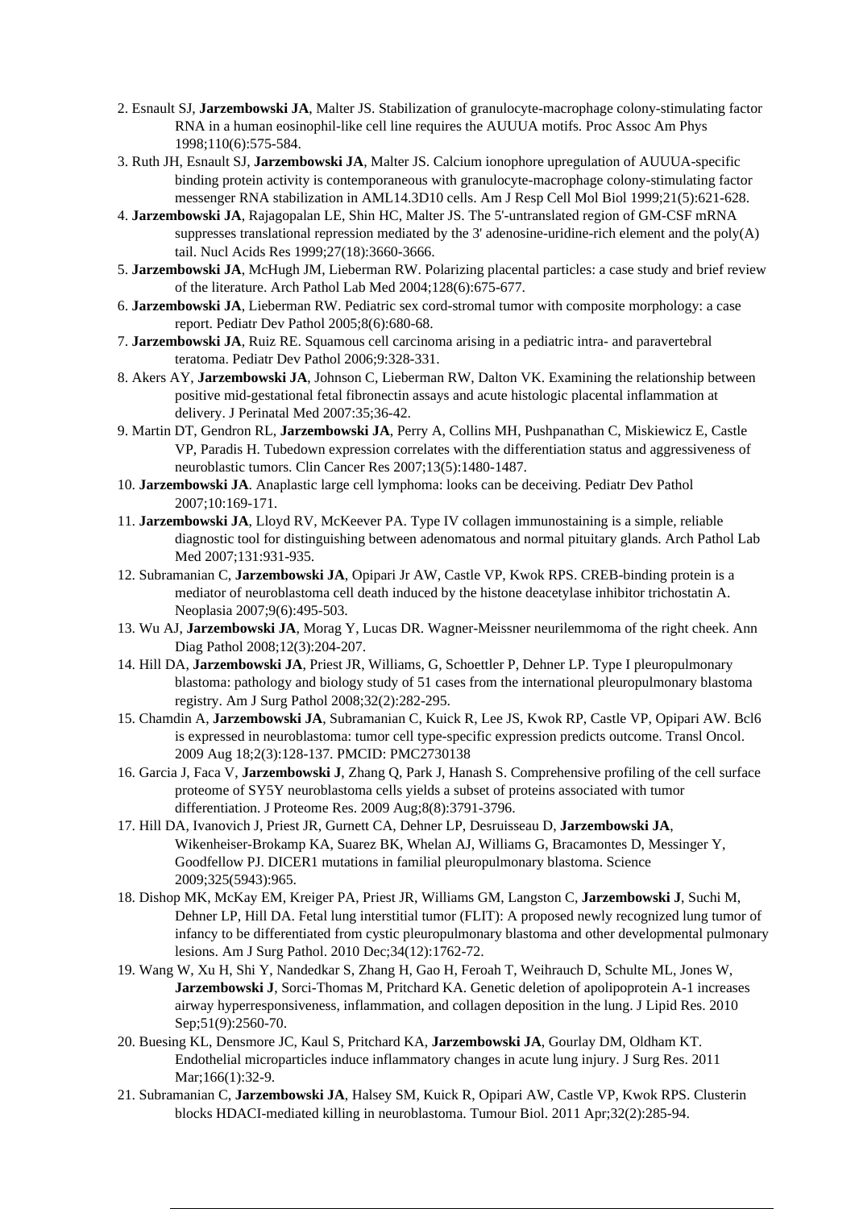2. Esnault SJ, **Jarzembowski JA**, Malter JS. Stabilization of granulocyte-macrophage colony-stimulating factor RNA in a human eosinophil-like cell line requires the AUUUA motifs. Proc Assoc Am Phys 1998;110(6):575-584.

3. Ruth JH, Esnault SJ, **Jarzembowski JA**, Malter JS. Calcium ionophore upregulation of AUUUA-specific binding protein activity is contemporaneous with granulocyte-macrophage colony-stimulating factor messenger RNA stabilization in AML14.3D10 cells. Am J Resp Cell Mol Biol 1999;21(5):621-628.

4. **Jarzembowski JA**, Rajagopalan LE, Shin HC, Malter JS. The 5'-untranslated region of GM-CSF mRNA suppresses translational repression mediated by the 3' adenosine-uridine-rich element and the poly(A) tail. Nucl Acids Res 1999;27(18):3660-3666.

5. **Jarzembowski JA**, McHugh JM, Lieberman RW. Polarizing placental particles: a case study and brief review of the literature. Arch Pathol Lab Med 2004;128(6):675-677.

6. **Jarzembowski JA**, Lieberman RW. Pediatric sex cord-stromal tumor with composite morphology: a case report. Pediatr Dev Pathol 2005;8(6):680-68.

7. **Jarzembowski JA**, Ruiz RE. Squamous cell carcinoma arising in a pediatric intra- and paravertebral teratoma. Pediatr Dev Pathol 2006;9:328-331.

8. Akers AY, **Jarzembowski JA**, Johnson C, Lieberman RW, Dalton VK. Examining the relationship between positive mid-gestational fetal fibronectin assays and acute histologic placental inflammation at delivery. J Perinatal Med 2007:35;36-42.

9. Martin DT, Gendron RL, **Jarzembowski JA**, Perry A, Collins MH, Pushpanathan C, Miskiewicz E, Castle VP, Paradis H. Tubedown expression correlates with the differentiation status and aggressiveness of neuroblastic tumors. Clin Cancer Res 2007;13(5):1480-1487.

10. **Jarzembowski JA**. Anaplastic large cell lymphoma: looks can be deceiving. Pediatr Dev Pathol 2007;10:169-171.

11. **Jarzembowski JA**, Lloyd RV, McKeever PA. Type IV collagen immunostaining is a simple, reliable diagnostic tool for distinguishing between adenomatous and normal pituitary glands. Arch Pathol Lab Med 2007;131:931-935.

12. Subramanian C, **Jarzembowski JA**, Opipari Jr AW, Castle VP, Kwok RPS. CREB-binding protein is a mediator of neuroblastoma cell death induced by the histone deacetylase inhibitor trichostatin A. Neoplasia 2007;9(6):495-503.

13. Wu AJ, **Jarzembowski JA**, Morag Y, Lucas DR. Wagner-Meissner neurilemmoma of the right cheek. Ann Diag Pathol 2008;12(3):204-207.

14. Hill DA, **Jarzembowski JA**, Priest JR, Williams, G, Schoettler P, Dehner LP. Type I pleuropulmonary blastoma: pathology and biology study of 51 cases from the international pleuropulmonary blastoma registry. Am J Surg Pathol 2008;32(2):282-295.

15. Chamdin A, **Jarzembowski JA**, Subramanian C, Kuick R, Lee JS, Kwok RP, Castle VP, Opipari AW. Bcl6 is expressed in neuroblastoma: tumor cell type-specific expression predicts outcome. Transl Oncol. 2009 Aug 18;2(3):128-137. PMCID: PMC2730138

16. Garcia J, Faca V, **Jarzembowski J**, Zhang Q, Park J, Hanash S. Comprehensive profiling of the cell surface proteome of SY5Y neuroblastoma cells yields a subset of proteins associated with tumor differentiation. J Proteome Res. 2009 Aug;8(8):3791-3796.

17. Hill DA, Ivanovich J, Priest JR, Gurnett CA, Dehner LP, Desruisseau D, **Jarzembowski JA**, Wikenheiser-Brokamp KA, Suarez BK, Whelan AJ, Williams G, Bracamontes D, Messinger Y, Goodfellow PJ. DICER1 mutations in familial pleuropulmonary blastoma. Science 2009;325(5943):965.

18. Dishop MK, McKay EM, Kreiger PA, Priest JR, Williams GM, Langston C, **Jarzembowski J**, Suchi M, Dehner LP, Hill DA. Fetal lung interstitial tumor (FLIT): A proposed newly recognized lung tumor of infancy to be differentiated from cystic pleuropulmonary blastoma and other developmental pulmonary lesions. Am J Surg Pathol. 2010 Dec;34(12):1762-72.

19. Wang W, Xu H, Shi Y, Nandedkar S, Zhang H, Gao H, Feroah T, Weihrauch D, Schulte ML, Jones W, **Jarzembowski J**, Sorci-Thomas M, Pritchard KA. Genetic deletion of apolipoprotein A-1 increases airway hyperresponsiveness, inflammation, and collagen deposition in the lung. J Lipid Res. 2010 Sep;51(9):2560-70.

20. Buesing KL, Densmore JC, Kaul S, Pritchard KA, **Jarzembowski JA**, Gourlay DM, Oldham KT. Endothelial microparticles induce inflammatory changes in acute lung injury. J Surg Res. 2011 Mar;166(1):32-9.

21. Subramanian C, **Jarzembowski JA**, Halsey SM, Kuick R, Opipari AW, Castle VP, Kwok RPS. Clusterin blocks HDACI-mediated killing in neuroblastoma. Tumour Biol. 2011 Apr;32(2):285-94.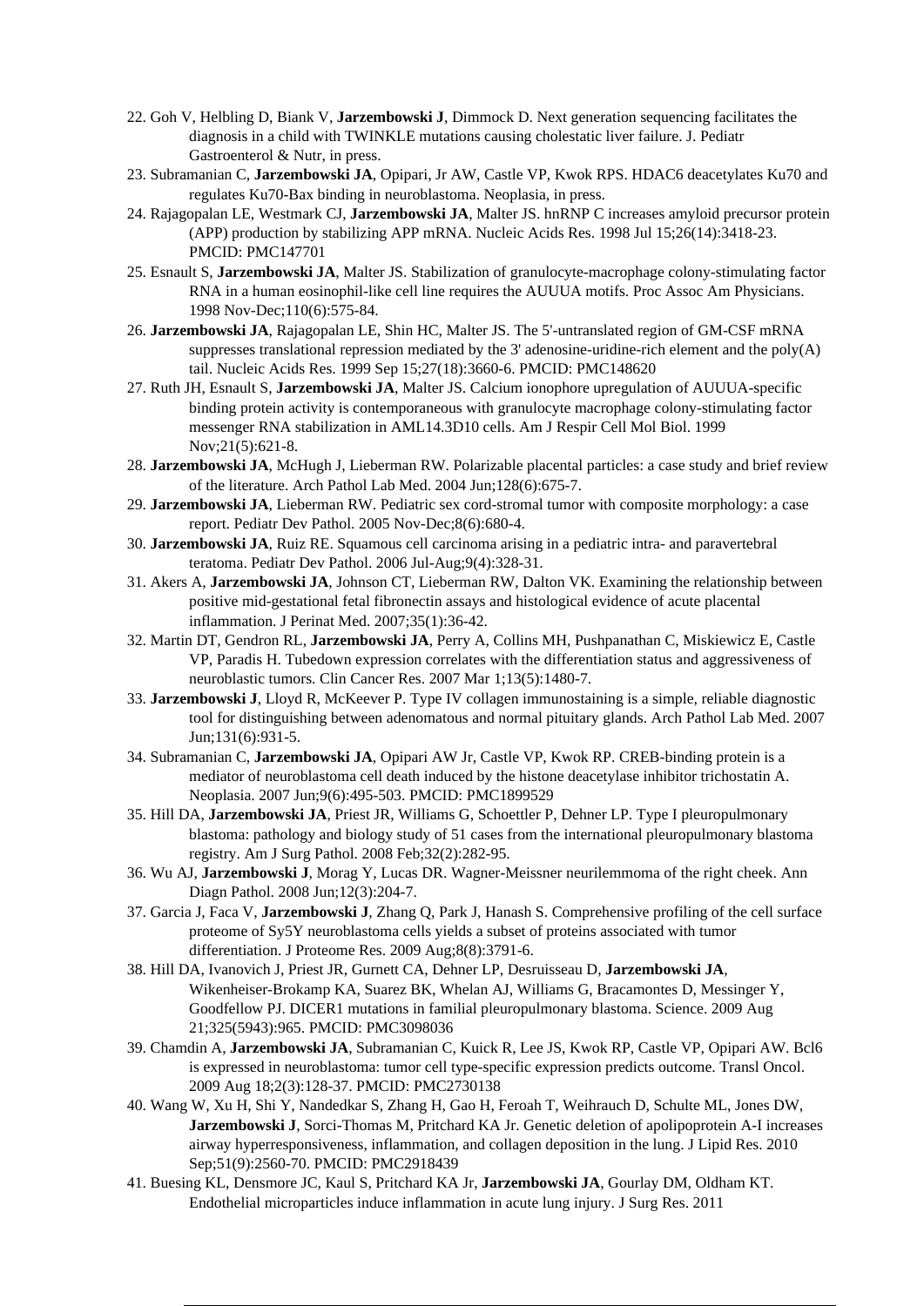22. Goh V, Helbling D, Biank V, **Jarzembowski J**, Dimmock D. Next generation sequencing facilitates the diagnosis in a child with TWINKLE mutations causing cholestatic liver failure. J. Pediatr Gastroenterol & Nutr, in press.
23. Subramanian C, **Jarzembowski JA**, Opipari, Jr AW, Castle VP, Kwok RPS. HDAC6 deacetylates Ku70 and regulates Ku70-Bax binding in neuroblastoma. Neoplasia, in press.
24. Rajagopalan LE, Westmark CJ, **Jarzembowski JA**, Malter JS. hnRNP C increases amyloid precursor protein (APP) production by stabilizing APP mRNA. Nucleic Acids Res. 1998 Jul 15;26(14):3418-23. PMCID: PMC147701
25. Esnault S, **Jarzembowski JA**, Malter JS. Stabilization of granulocyte-macrophage colony-stimulating factor RNA in a human eosinophil-like cell line requires the AUUUA motifs. Proc Assoc Am Physicians. 1998 Nov-Dec;110(6):575-84.
26. **Jarzembowski JA**, Rajagopalan LE, Shin HC, Malter JS. The 5'-untranslated region of GM-CSF mRNA suppresses translational repression mediated by the 3' adenosine-uridine-rich element and the poly(A) tail. Nucleic Acids Res. 1999 Sep 15;27(18):3660-6. PMCID: PMC148620
27. Ruth JH, Esnault S, **Jarzembowski JA**, Malter JS. Calcium ionophore upregulation of AUUUA-specific binding protein activity is contemporaneous with granulocyte macrophage colony-stimulating factor messenger RNA stabilization in AML14.3D10 cells. Am J Respir Cell Mol Biol. 1999 Nov;21(5):621-8.
28. **Jarzembowski JA**, McHugh J, Lieberman RW. Polarizable placental particles: a case study and brief review of the literature. Arch Pathol Lab Med. 2004 Jun;128(6):675-7.
29. **Jarzembowski JA**, Lieberman RW. Pediatric sex cord-stromal tumor with composite morphology: a case report. Pediatr Dev Pathol. 2005 Nov-Dec;8(6):680-4.
30. **Jarzembowski JA**, Ruiz RE. Squamous cell carcinoma arising in a pediatric intra- and paravertebral teratoma. Pediatr Dev Pathol. 2006 Jul-Aug;9(4):328-31.
31. Akers A, **Jarzembowski JA**, Johnson CT, Lieberman RW, Dalton VK. Examining the relationship between positive mid-gestational fetal fibronectin assays and histological evidence of acute placental inflammation. J Perinat Med. 2007;35(1):36-42.
32. Martin DT, Gendron RL, **Jarzembowski JA**, Perry A, Collins MH, Pushpanathan C, Miskiewicz E, Castle VP, Paradis H. Tubedown expression correlates with the differentiation status and aggressiveness of neuroblastic tumors. Clin Cancer Res. 2007 Mar 1;13(5):1480-7.
33. **Jarzembowski J**, Lloyd R, McKeever P. Type IV collagen immunostaining is a simple, reliable diagnostic tool for distinguishing between adenomatous and normal pituitary glands. Arch Pathol Lab Med. 2007 Jun;131(6):931-5.
34. Subramanian C, **Jarzembowski JA**, Opipari AW Jr, Castle VP, Kwok RP. CREB-binding protein is a mediator of neuroblastoma cell death induced by the histone deacetylase inhibitor trichostatin A. Neoplasia. 2007 Jun;9(6):495-503. PMCID: PMC1899529
35. Hill DA, **Jarzembowski JA**, Priest JR, Williams G, Schoettler P, Dehner LP. Type I pleuropulmonary blastoma: pathology and biology study of 51 cases from the international pleuropulmonary blastoma registry. Am J Surg Pathol. 2008 Feb;32(2):282-95.
36. Wu AJ, **Jarzembowski J**, Morag Y, Lucas DR. Wagner-Meissner neurilemmoma of the right cheek. Ann Diagn Pathol. 2008 Jun;12(3):204-7.
37. Garcia J, Faca V, **Jarzembowski J**, Zhang Q, Park J, Hanash S. Comprehensive profiling of the cell surface proteome of Sy5Y neuroblastoma cells yields a subset of proteins associated with tumor differentiation. J Proteome Res. 2009 Aug;8(8):3791-6.
38. Hill DA, Ivanovich J, Priest JR, Gurnett CA, Dehner LP, Desruisseau D, **Jarzembowski JA**, Wikenheiser-Brokamp KA, Suarez BK, Whelan AJ, Williams G, Bracamontes D, Messinger Y, Goodfellow PJ. DICER1 mutations in familial pleuropulmonary blastoma. Science. 2009 Aug 21;325(5943):965. PMCID: PMC3098036
39. Chamdin A, **Jarzembowski JA**, Subramanian C, Kuick R, Lee JS, Kwok RP, Castle VP, Opipari AW. Bcl6 is expressed in neuroblastoma: tumor cell type-specific expression predicts outcome. Transl Oncol. 2009 Aug 18;2(3):128-37. PMCID: PMC2730138
40. Wang W, Xu H, Shi Y, Nandedkar S, Zhang H, Gao H, Feroah T, Weihrauch D, Schulte ML, Jones DW, **Jarzembowski J**, Sorci-Thomas M, Pritchard KA Jr. Genetic deletion of apolipoprotein A-I increases airway hyperresponsiveness, inflammation, and collagen deposition in the lung. J Lipid Res. 2010 Sep;51(9):2560-70. PMCID: PMC2918439
41. Buesing KL, Densmore JC, Kaul S, Pritchard KA Jr, **Jarzembowski JA**, Gourlay DM, Oldham KT. Endothelial microparticles induce inflammation in acute lung injury. J Surg Res. 2011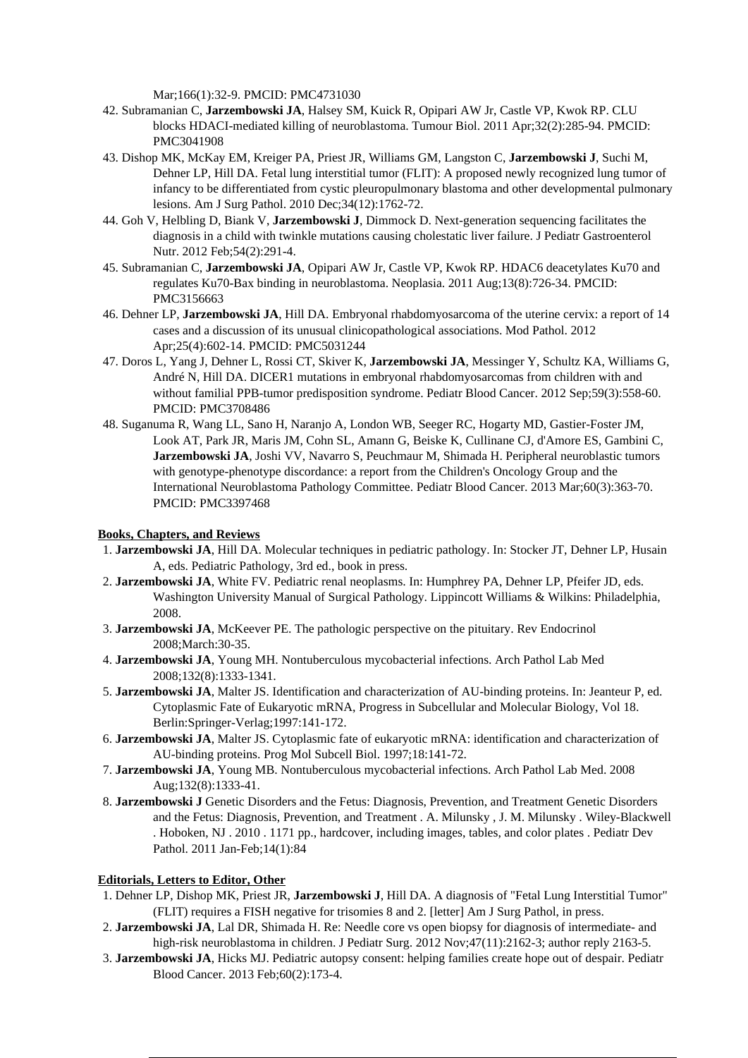Mar;166(1):32-9. PMCID: PMC4731030

42. Subramanian C, **Jarzembowski JA**, Halsey SM, Kuick R, Opipari AW Jr, Castle VP, Kwok RP. CLU blocks HDACI-mediated killing of neuroblastoma. Tumour Biol. 2011 Apr;32(2):285-94. PMCID: PMC3041908
43. Dishop MK, McKay EM, Kreiger PA, Priest JR, Williams GM, Langston C, **Jarzembowski J**, Suchi M, Dehner LP, Hill DA. Fetal lung interstitial tumor (FLIT): A proposed newly recognized lung tumor of infancy to be differentiated from cystic pleuropulmonary blastoma and other developmental pulmonary lesions. Am J Surg Pathol. 2010 Dec;34(12):1762-72.
44. Goh V, Helbling D, Biank V, **Jarzembowski J**, Dimmock D. Next-generation sequencing facilitates the diagnosis in a child with twinkle mutations causing cholestatic liver failure. J Pediatr Gastroenterol Nutr. 2012 Feb;54(2):291-4.
45. Subramanian C, **Jarzembowski JA**, Opipari AW Jr, Castle VP, Kwok RP. HDAC6 deacetylates Ku70 and regulates Ku70-Bax binding in neuroblastoma. Neoplasia. 2011 Aug;13(8):726-34. PMCID: PMC3156663
46. Dehner LP, **Jarzembowski JA**, Hill DA. Embryonal rhabdomyosarcoma of the uterine cervix: a report of 14 cases and a discussion of its unusual clinicopathological associations. Mod Pathol. 2012 Apr;25(4):602-14. PMCID: PMC5031244
47. Doros L, Yang J, Dehner L, Rossi CT, Skiver K, **Jarzembowski JA**, Messinger Y, Schultz KA, Williams G, André N, Hill DA. DICER1 mutations in embryonal rhabdomyosarcomas from children with and without familial PPB-tumor predisposition syndrome. Pediatr Blood Cancer. 2012 Sep;59(3):558-60. PMCID: PMC3708486
48. Suganuma R, Wang LL, Sano H, Naranjo A, London WB, Seeger RC, Hogarty MD, Gastier-Foster JM, Look AT, Park JR, Maris JM, Cohn SL, Amann G, Beiske K, Cullinane CJ, d'Amore ES, Gambini C, **Jarzembowski JA**, Joshi VV, Navarro S, Peuchmaur M, Shimada H. Peripheral neuroblastic tumors with genotype-phenotype discordance: a report from the Children's Oncology Group and the International Neuroblastoma Pathology Committee. Pediatr Blood Cancer. 2013 Mar;60(3):363-70. PMCID: PMC3397468

**Books, Chapters, and Reviews**

1. **Jarzembowski JA**, Hill DA. Molecular techniques in pediatric pathology. In: Stocker JT, Dehner LP, Husain A, eds. Pediatric Pathology, 3rd ed., book in press.
2. **Jarzembowski JA**, White FV. Pediatric renal neoplasms. In: Humphrey PA, Dehner LP, Pfeifer JD, eds. Washington University Manual of Surgical Pathology. Lippincott Williams & Wilkins: Philadelphia, 2008.
3. **Jarzembowski JA**, McKeever PE. The pathologic perspective on the pituitary. Rev Endocrinol 2008;March:30-35.
4. **Jarzembowski JA**, Young MH. Nontuberculous mycobacterial infections. Arch Pathol Lab Med 2008;132(8):1333-1341.
5. **Jarzembowski JA**, Malter JS. Identification and characterization of AU-binding proteins. In: Jeanteur P, ed. Cytoplasmic Fate of Eukaryotic mRNA, Progress in Subcellular and Molecular Biology, Vol 18. Berlin:Springer-Verlag;1997:141-172.
6. **Jarzembowski JA**, Malter JS. Cytoplasmic fate of eukaryotic mRNA: identification and characterization of AU-binding proteins. Prog Mol Subcell Biol. 1997;18:141-72.
7. **Jarzembowski JA**, Young MB. Nontuberculous mycobacterial infections. Arch Pathol Lab Med. 2008 Aug;132(8):1333-41.
8. **Jarzembowski J** Genetic Disorders and the Fetus: Diagnosis, Prevention, and Treatment Genetic Disorders and the Fetus: Diagnosis, Prevention, and Treatment . A. Milunsky , J. M. Milunsky . Wiley-Blackwell . Hoboken, NJ . 2010 . 1171 pp., hardcover, including images, tables, and color plates . Pediatr Dev Pathol. 2011 Jan-Feb;14(1):84

**Editorials, Letters to Editor, Other**

1. Dehner LP, Dishop MK, Priest JR, **Jarzembowski J**, Hill DA. A diagnosis of "Fetal Lung Interstitial Tumor" (FLIT) requires a FISH negative for trisomies 8 and 2. [letter] Am J Surg Pathol, in press.
2. **Jarzembowski JA**, Lal DR, Shimada H. Re: Needle core vs open biopsy for diagnosis of intermediate- and high-risk neuroblastoma in children. J Pediatr Surg. 2012 Nov;47(11):2162-3; author reply 2163-5.
3. **Jarzembowski JA**, Hicks MJ. Pediatric autopsy consent: helping families create hope out of despair. Pediatr Blood Cancer. 2013 Feb;60(2):173-4.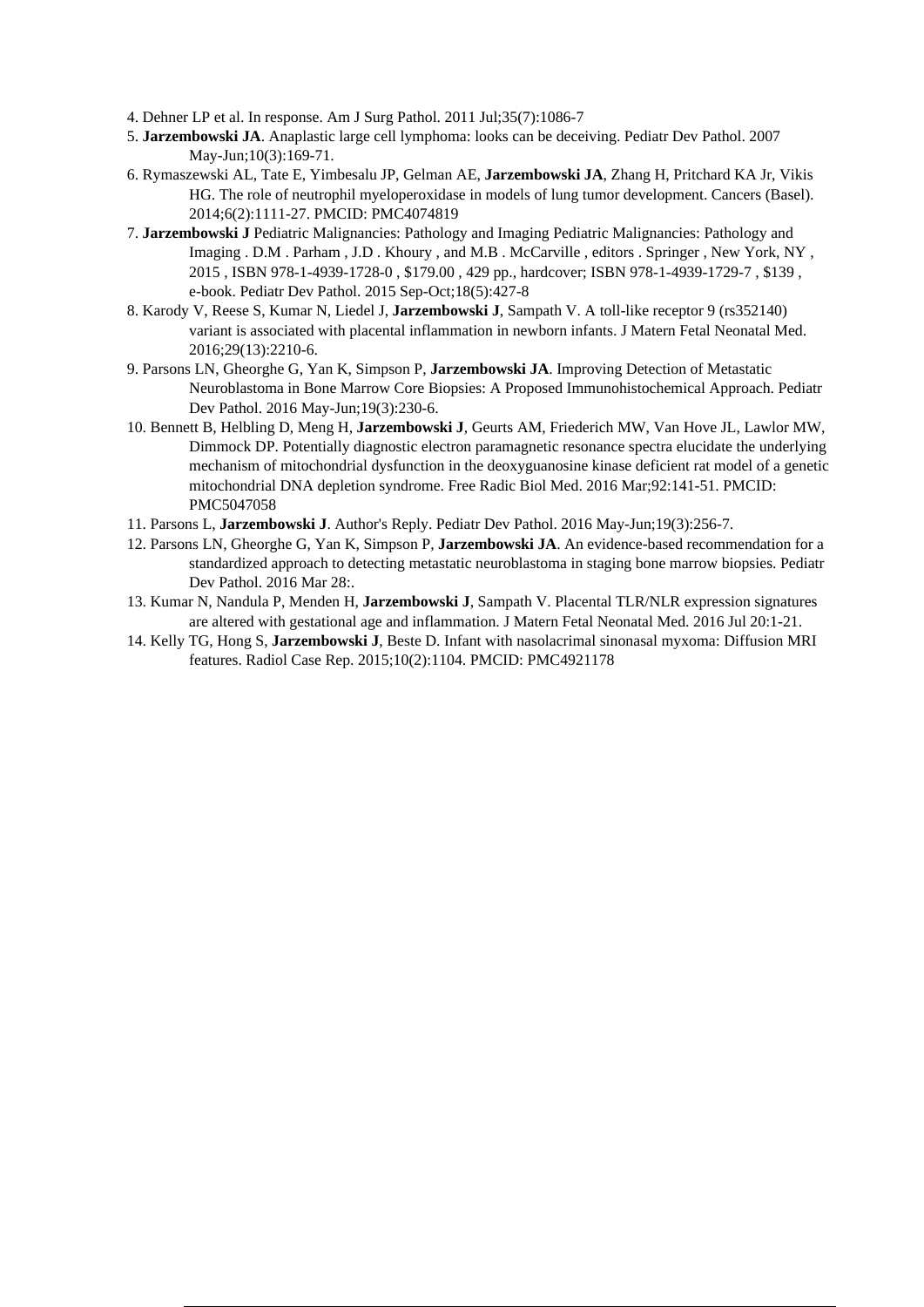4. Dehner LP et al. In response. Am J Surg Pathol. 2011 Jul;35(7):1086-7
5. **Jarzembowski JA**. Anaplastic large cell lymphoma: looks can be deceiving. Pediatr Dev Pathol. 2007 May-Jun;10(3):169-71.
6. Rymaszewski AL, Tate E, Yimbesalu JP, Gelman AE, **Jarzembowski JA**, Zhang H, Pritchard KA Jr, Vikis HG. The role of neutrophil myeloperoxidase in models of lung tumor development. Cancers (Basel). 2014;6(2):1111-27. PMCID: PMC4074819
7. **Jarzembowski J** Pediatric Malignancies: Pathology and Imaging Pediatric Malignancies: Pathology and Imaging . D.M . Parham , J.D . Khoury , and M.B . McCarville , editors . Springer , New York, NY , 2015 , ISBN 978-1-4939-1728-0 , $179.00 , 429 pp., hardcover; ISBN 978-1-4939-1729-7 , $139 , e-book. Pediatr Dev Pathol. 2015 Sep-Oct;18(5):427-8
8. Karody V, Reese S, Kumar N, Liedel J, **Jarzembowski J**, Sampath V. A toll-like receptor 9 (rs352140) variant is associated with placental inflammation in newborn infants. J Matern Fetal Neonatal Med. 2016;29(13):2210-6.
9. Parsons LN, Gheorghe G, Yan K, Simpson P, **Jarzembowski JA**. Improving Detection of Metastatic Neuroblastoma in Bone Marrow Core Biopsies: A Proposed Immunohistochemical Approach. Pediatr Dev Pathol. 2016 May-Jun;19(3):230-6.
10. Bennett B, Helbling D, Meng H, **Jarzembowski J**, Geurts AM, Friederich MW, Van Hove JL, Lawlor MW, Dimmock DP. Potentially diagnostic electron paramagnetic resonance spectra elucidate the underlying mechanism of mitochondrial dysfunction in the deoxyguanosine kinase deficient rat model of a genetic mitochondrial DNA depletion syndrome. Free Radic Biol Med. 2016 Mar;92:141-51. PMCID: PMC5047058
11. Parsons L, **Jarzembowski J**. Author's Reply. Pediatr Dev Pathol. 2016 May-Jun;19(3):256-7.
12. Parsons LN, Gheorghe G, Yan K, Simpson P, **Jarzembowski JA**. An evidence-based recommendation for a standardized approach to detecting metastatic neuroblastoma in staging bone marrow biopsies. Pediatr Dev Pathol. 2016 Mar 28:.
13. Kumar N, Nandula P, Menden H, **Jarzembowski J**, Sampath V. Placental TLR/NLR expression signatures are altered with gestational age and inflammation. J Matern Fetal Neonatal Med. 2016 Jul 20:1-21.
14. Kelly TG, Hong S, **Jarzembowski J**, Beste D. Infant with nasolacrimal sinonasal myxoma: Diffusion MRI features. Radiol Case Rep. 2015;10(2):1104. PMCID: PMC4921178